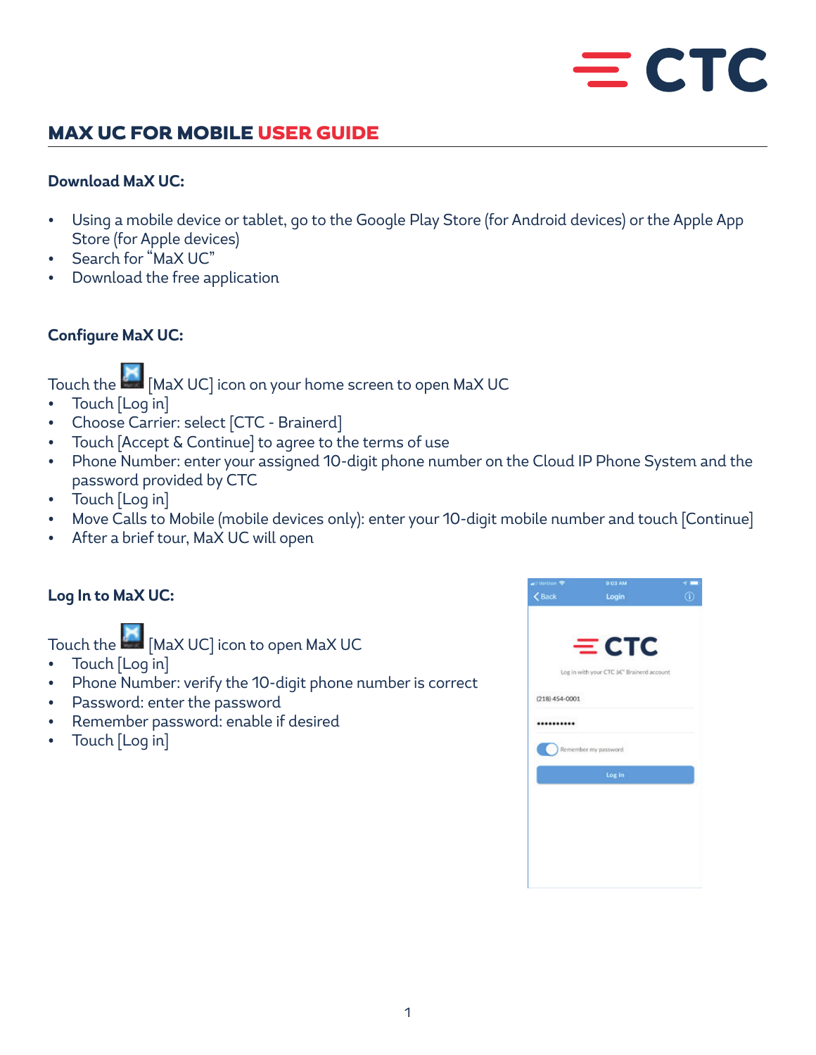# MAX UC FOR MOBILE USER GUIDE

## Download MaX UC:

- Using a mobile device or tablet, go to the Google Play Store (for Android devices) or the Apple App Store (for Apple devices)
- Search for "MaX UC"
- Download the free application

## Configure MaX UC:

Touch the [MaX UC] icon on your home screen to open MaX UC

- Touch [Log in]
- Choose Carrier: select [CTC - Brainerd]
- Touch [Accept & Continue] to agree to the terms of use
- Phone Number: enter your assigned 10-digit phone number on the Cloud IP Phone System and the password provided by CTC
- Touch [Log in]
- Move Calls to Mobile (mobile devices only): enter your 10-digit mobile number and touch [Continue]
- After a brief tour, MaX UC will open

## Log In to MaX UC:

Touch the [MaX UC] icon to open MaX UC

- Touch [Log in]
- Phone Number: verify the 10-digit phone number is correct
- Password: enter the password
- Remember password: enable if desired
- Touch [Log in]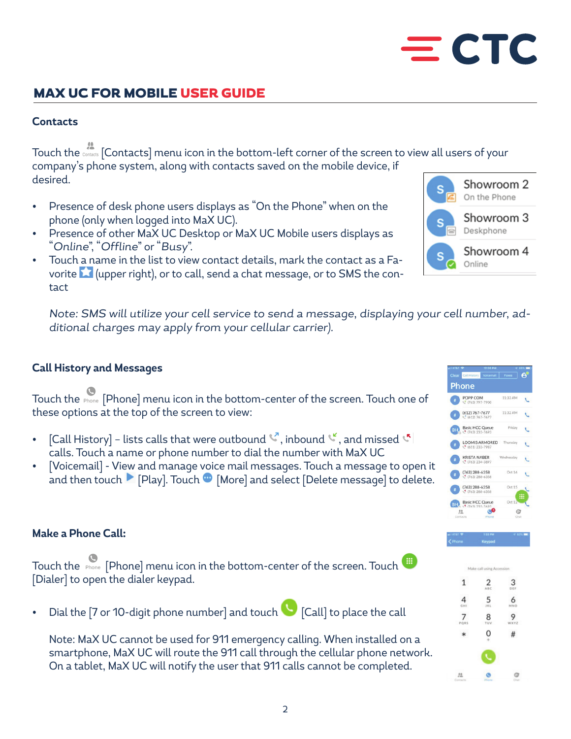## MAX UC FOR MOBILE USER GUIDE

### Contacts

Touch the [Contacts] menu icon in the bottom-left corner of the screen to view all users of your company's phone system, along with contacts saved on the mobile device, if desired.

- Presence of desk phone users displays as "On the Phone" when on the phone (only when logged into MaX UC).
- Presence of other MaX UC Desktop or MaX UC Mobile users displays as "*Online*", "*Offline*" or "*Busy*".
- Touch a name in the list to view contact details, mark the contact as a Favorite (upper right), or to call, send a chat message, or to SMS the contact

  *Note: SMS will utilize your cell service to send a message, displaying your cell number, additional charges may apply from your cellular carrier).*

### Call History and Messages

Touch the [Phone] menu icon in the bottom-center of the screen. Touch one of these options at the top of the screen to view:

- [Call History] – lists calls that were outbound, inbound, and missed calls. Touch a name or phone number to dial the number with MaX UC
- [Voicemail] - View and manage voice mail messages. Touch a message to open it and then touch [Play]. Touch [More] and select [Delete message] to delete.

### Make a Phone Call:

Touch the [Phone] menu icon in the bottom-center of the screen. Touch [Dialer] to open the dialer keypad.

- Dial the [7 or 10-digit phone number] and touch [Call] to place the call

  Note: MaX UC cannot be used for 911 emergency calling. When installed on a smartphone, MaX UC will route the 911 call through the cellular phone network. On a tablet, MaX UC will notify the user that 911 calls cannot be completed.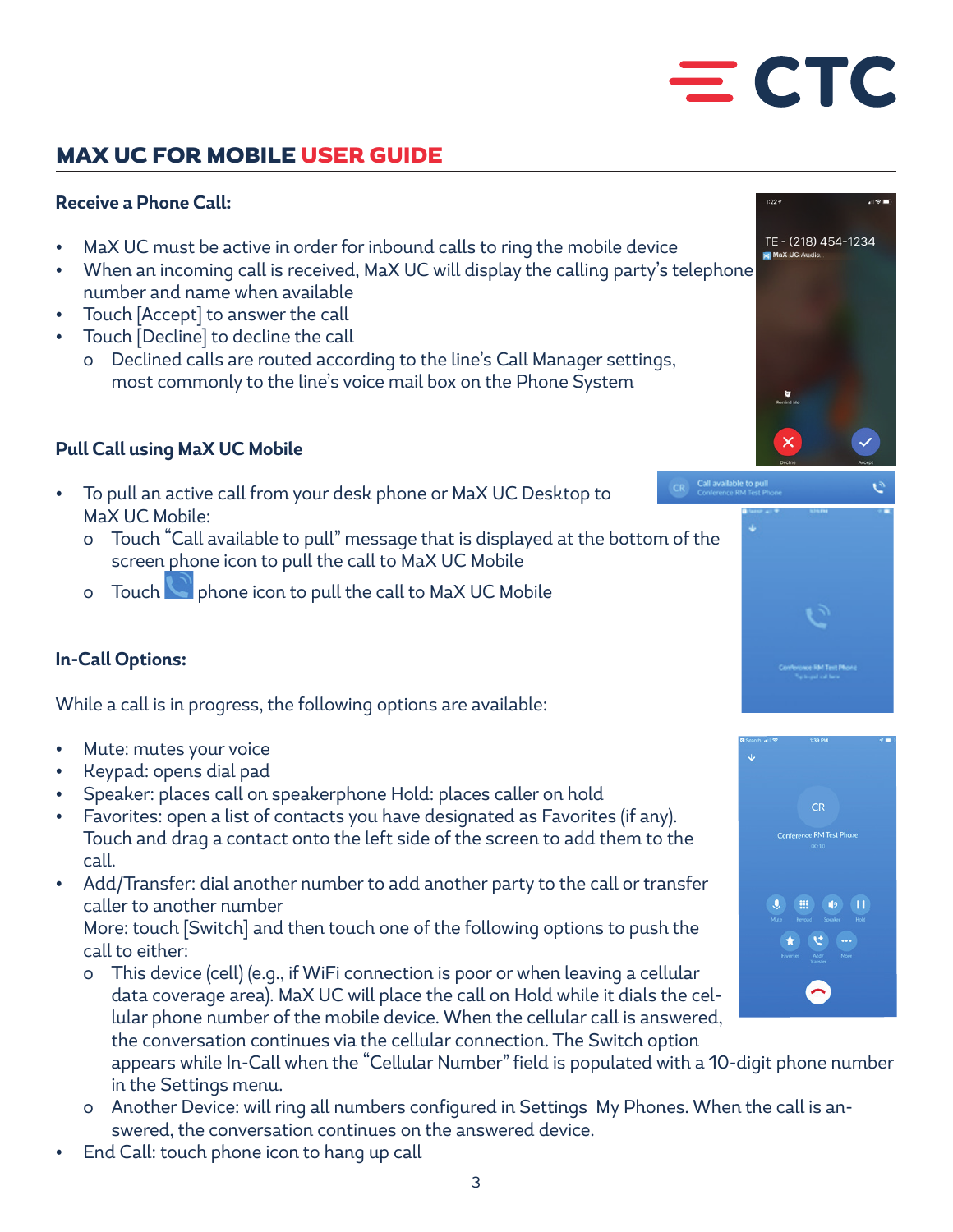## MAX UC FOR MOBILE USER GUIDE

### Receive a Phone Call:

- MaX UC must be active in order for inbound calls to ring the mobile device
- When an incoming call is received, MaX UC will display the calling party's telephone number and name when available
- Touch [Accept] to answer the call
- Touch [Decline] to decline the call
  - Declined calls are routed according to the line's Call Manager settings, most commonly to the line's voice mail box on the Phone System

### Pull Call using MaX UC Mobile

- To pull an active call from your desk phone or MaX UC Desktop to MaX UC Mobile:
  - Touch "Call available to pull" message that is displayed at the bottom of the screen phone icon to pull the call to MaX UC Mobile
  - Touch phone icon to pull the call to MaX UC Mobile

### In-Call Options:

While a call is in progress, the following options are available:

- Mute: mutes your voice
- Keypad: opens dial pad
- Speaker: places call on speakerphone Hold: places caller on hold
- Favorites: open a list of contacts you have designated as Favorites (if any). Touch and drag a contact onto the left side of the screen to add them to the call.
- Add/Transfer: dial another number to add another party to the call or transfer caller to another number
  More: touch [Switch] and then touch one of the following options to push the call to either:
  - This device (cell) (e.g., if WiFi connection is poor or when leaving a cellular data coverage area). MaX UC will place the call on Hold while it dials the cellular phone number of the mobile device. When the cellular call is answered, the conversation continues via the cellular connection. The Switch option appears while In-Call when the "Cellular Number" field is populated with a 10-digit phone number in the Settings menu.
  - Another Device: will ring all numbers configured in Settings My Phones. When the call is answered, the conversation continues on the answered device.
- End Call: touch phone icon to hang up call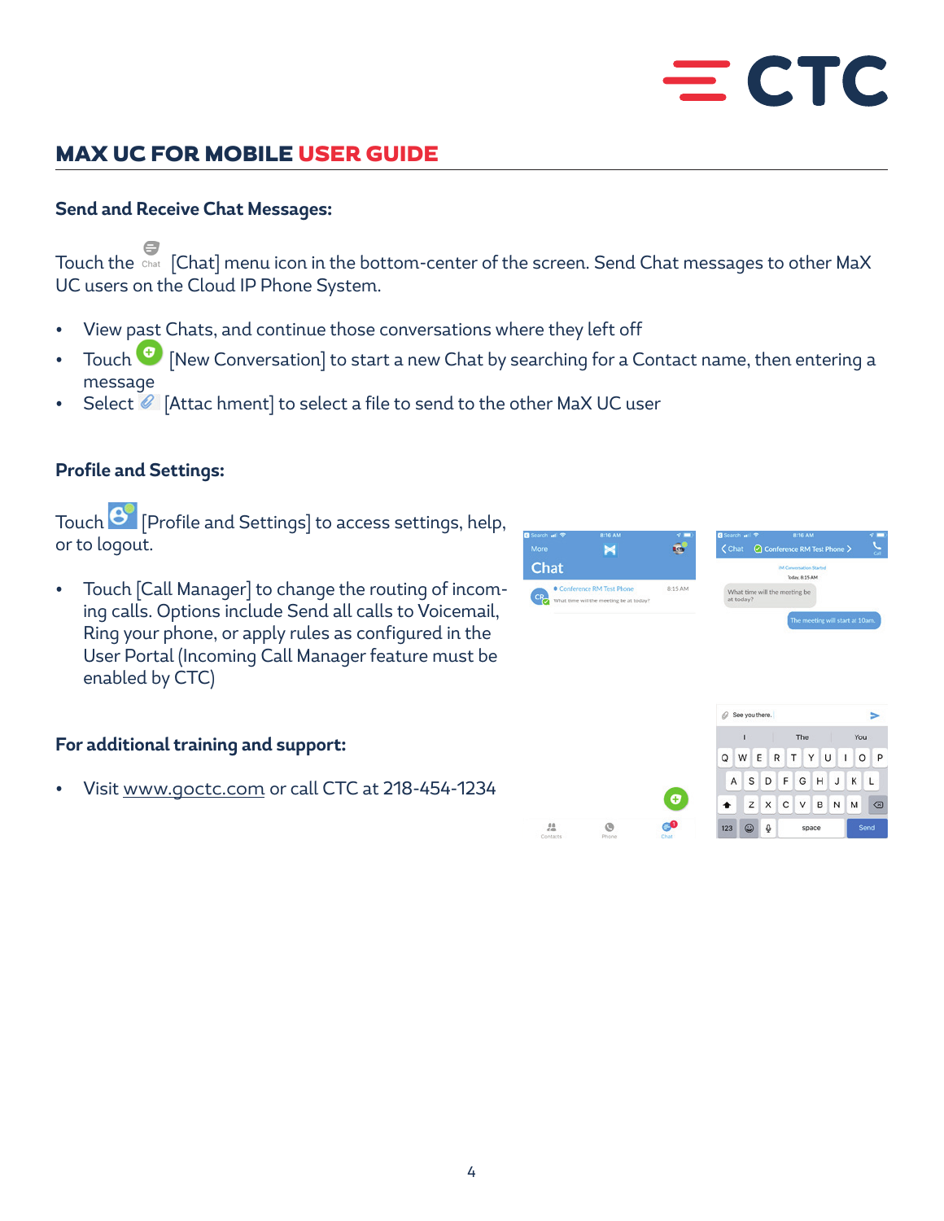## MAX UC FOR MOBILE USER GUIDE

### Send and Receive Chat Messages:

Touch the Chat [Chat] menu icon in the bottom-center of the screen. Send Chat messages to other MaX UC users on the Cloud IP Phone System.

- View past Chats, and continue those conversations where they left off
- Touch [New Conversation] to start a new Chat by searching for a Contact name, then entering a message
- Select [Attac hment] to select a file to send to the other MaX UC user

### Profile and Settings:

Touch [Profile and Settings] to access settings, help, or to logout.

- Touch [Call Manager] to change the routing of incoming calls. Options include Send all calls to Voicemail, Ring your phone, or apply rules as configured in the User Portal (Incoming Call Manager feature must be enabled by CTC)

### For additional training and support:

- Visit www.goctc.com or call CTC at 218-454-1234